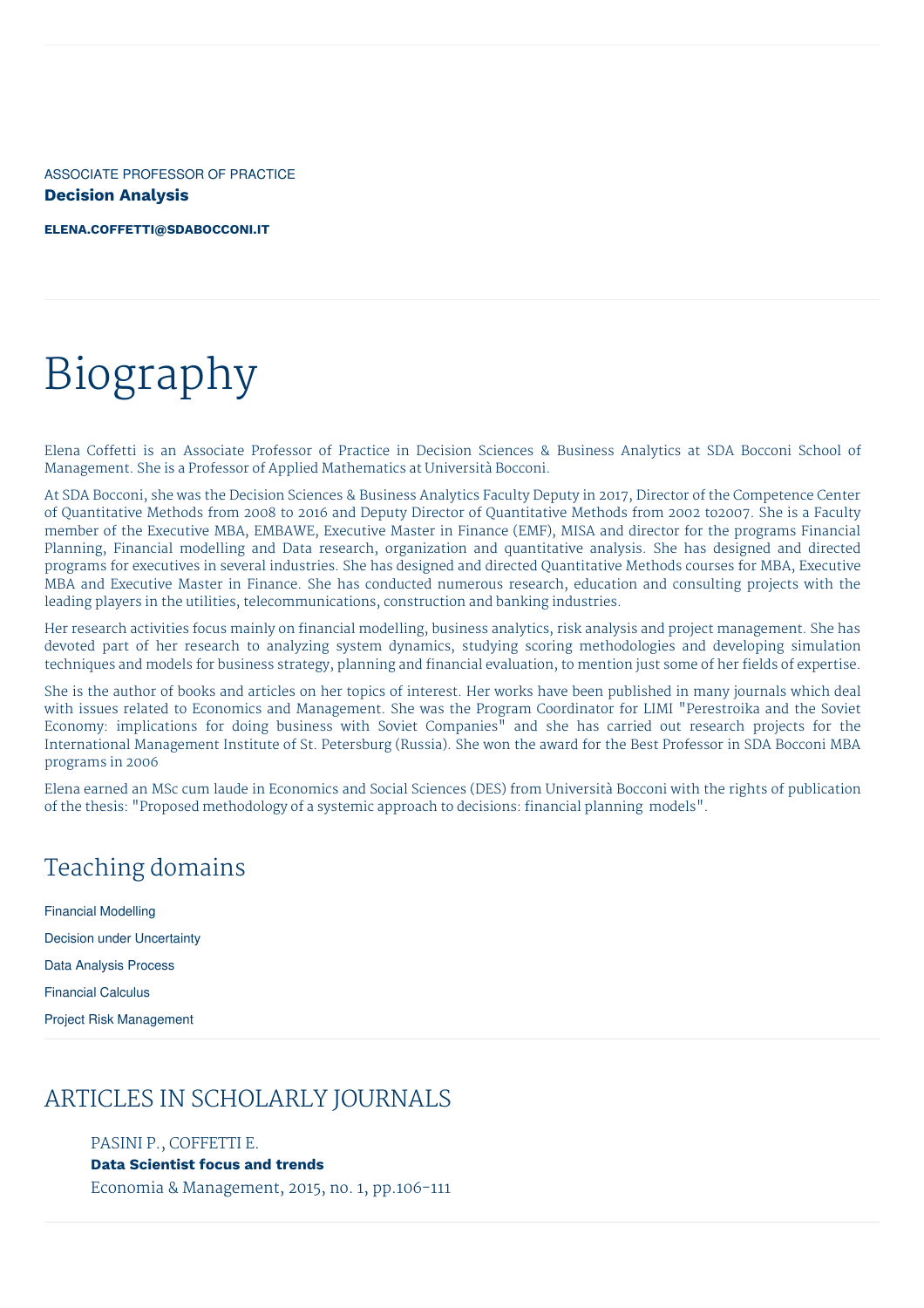ASSOCIATE PROFESSOR OF PRACTICE

**Decision Analysis**

**ELENA.COFFETTI@SDABOCCONI.IT**

# Biography

Elena Coffetti is an Associate Professor of Practice in Decision Sciences & Business Analytics at SDA Bocconi School of Management. She is a Professor of Applied Mathematics at Università Bocconi.

At SDA Bocconi, she was the Decision Sciences & Business Analytics Faculty Deputy in 2017, Director of the Competence Center of Quantitative Methods from 2008 to 2016 and Deputy Director of Quantitative Methods from 2002 to2007. She is a Faculty member of the Executive MBA, EMBAWE, Executive Master in Finance (EMF), MISA and director for the programs Financial Planning, Financial modelling and Data research, organization and quantitative analysis. She has designed and directed programs for executives in several industries. She has designed and directed Quantitative Methods courses for MBA, Executive MBA and Executive Master in Finance. She has conducted numerous research, education and consulting projects with the leading players in the utilities, telecommunications, construction and banking industries.

Her research activities focus mainly on financial modelling, business analytics, risk analysis and project management. She has devoted part of her research to analyzing system dynamics, studying scoring methodologies and developing simulation techniques and models for business strategy, planning and financial evaluation, to mention just some of her fields of expertise.

She is the author of books and articles on her topics of interest. Her works have been published in many journals which deal with issues related to Economics and Management. She was the Program Coordinator for LIMI "Perestroika and the Soviet Economy: implications for doing business with Soviet Companies" and she has carried out research projects for the International Management Institute of St. Petersburg (Russia). She won the award for the Best Professor in SDA Bocconi MBA programs in 2006

Elena earned an MSc cum laude in Economics and Social Sciences (DES) from Università Bocconi with the rights of publication of the thesis: "Proposed methodology of a systemic approach to decisions: financial planning models".

## Teaching domains

Financial Modelling

Decision under Uncertainty

Data Analysis Process

Financial Calculus

Project Risk Management

## ARTICLES IN SCHOLARLY JOURNALS

PASINI P., COFFETTI E.
**Data Scientist focus and trends**
Economia & Management, 2015, no. 1, pp.106-111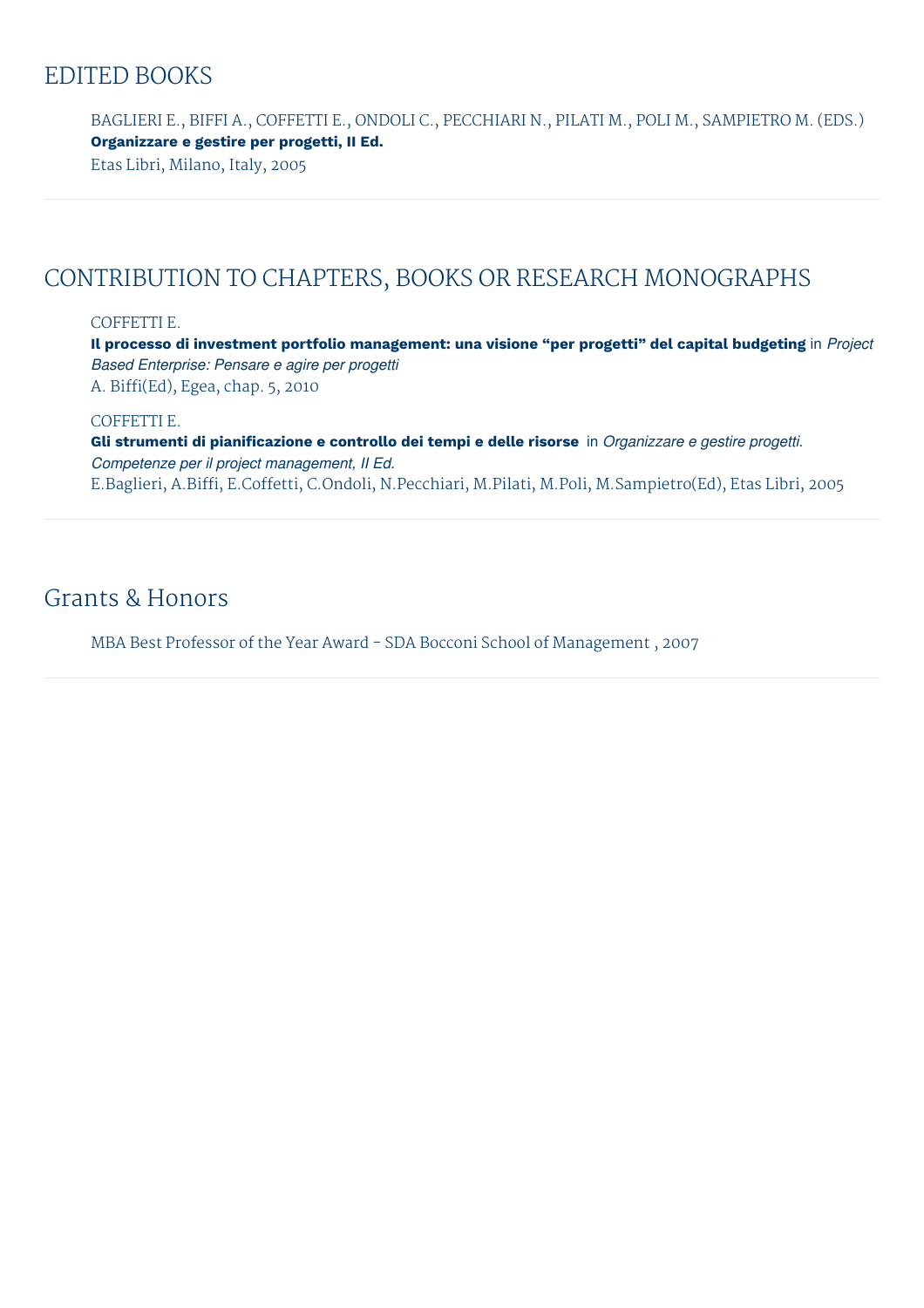## EDITED BOOKS

BAGLIERI E., BIFFI A., COFFETTI E., ONDOLI C., PECCHIARI N., PILATI M., POLI M., SAMPIETRO M. (EDS.)
**Organizzare e gestire per progetti, II Ed.**
Etas Libri, Milano, Italy, 2005

---

## CONTRIBUTION TO CHAPTERS, BOOKS OR RESEARCH MONOGRAPHS

COFFETTI E.
**Il processo di investment portfolio management: una visione "per progetti" del capital budgeting** in *Project Based Enterprise: Pensare e agire per progetti*
A. Biffi(Ed), Egea, chap. 5, 2010

COFFETTI E.
**Gli strumenti di pianificazione e controllo dei tempi e delle risorse** in *Organizzare e gestire progetti. Competenze per il project management, II Ed.*
E.Baglieri, A.Biffi, E.Coffetti, C.Ondoli, N.Pecchiari, M.Pilati, M.Poli, M.Sampietro(Ed), Etas Libri, 2005

---

## Grants & Honors

MBA Best Professor of the Year Award - SDA Bocconi School of Management , 2007